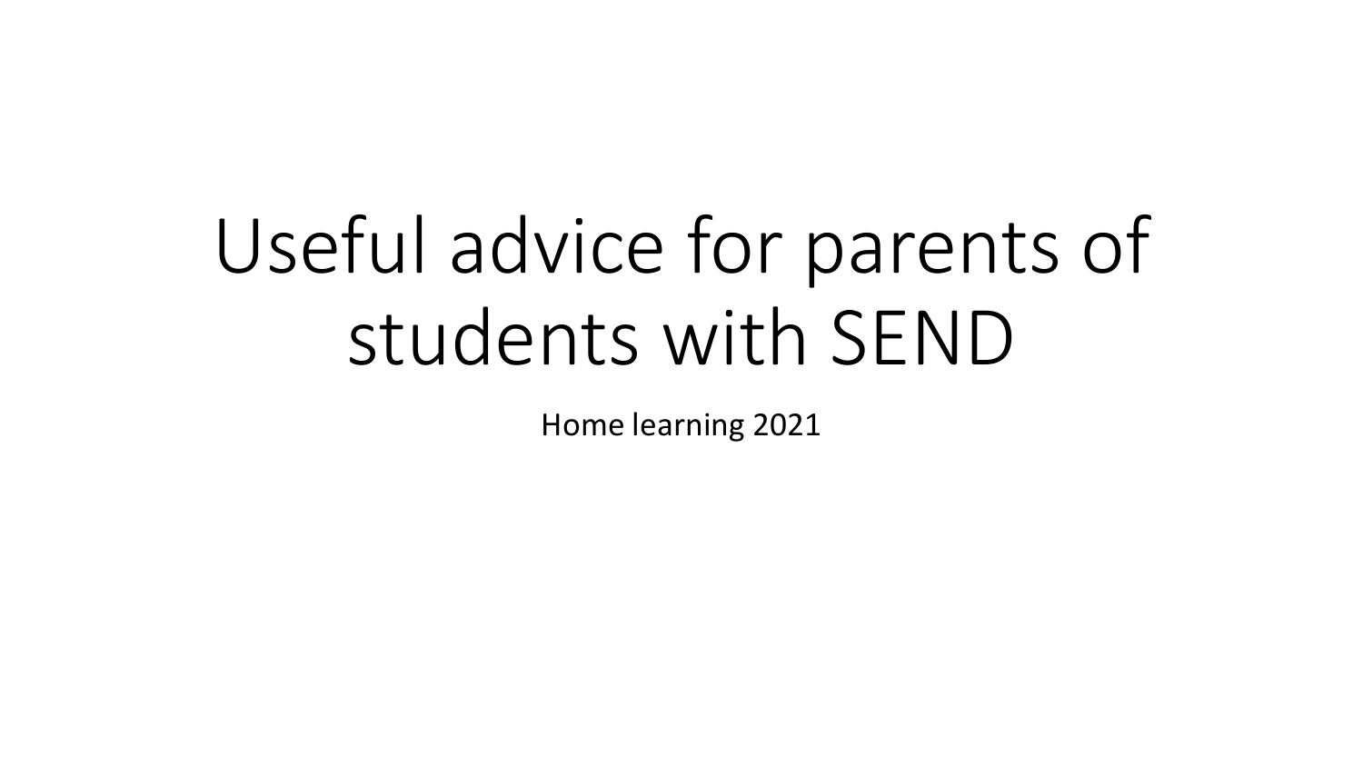# Useful advice for parents of students with SEND

Home learning 2021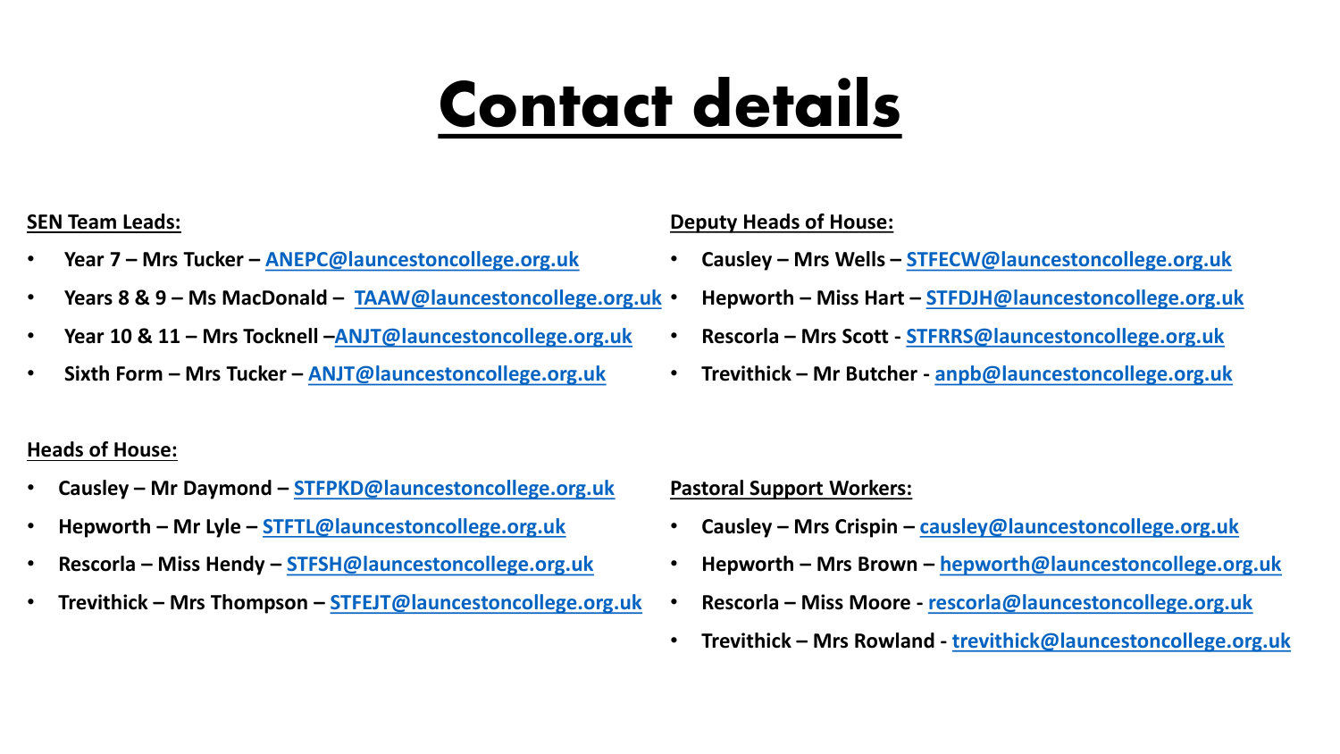# Contact details

**SEN Team Leads:**

- **Year 7 – Mrs Tucker – ANEPC@launcestoncollege.org.uk**
- **Years 8 & 9 – Ms MacDonald – TAAW@launcestoncollege.org.uk**
- **Year 10 & 11 – Mrs Tocknell –ANJT@launcestoncollege.org.uk**
- **Sixth Form – Mrs Tucker – ANJT@launcestoncollege.org.uk**

**Deputy Heads of House:**

- **Causley – Mrs Wells – STFECW@launcestoncollege.org.uk**
- **Hepworth – Miss Hart – STFDJH@launcestoncollege.org.uk**
- **Rescorla – Mrs Scott - STFRRS@launcestoncollege.org.uk**
- **Trevithick – Mr Butcher - anpb@launcestoncollege.org.uk**

**Heads of House:**

- **Causley – Mr Daymond – STFPKD@launcestoncollege.org.uk**
- **Hepworth – Mr Lyle – STFTL@launcestoncollege.org.uk**
- **Rescorla – Miss Hendy – STFSH@launcestoncollege.org.uk**
- **Trevithick – Mrs Thompson – STFEJT@launcestoncollege.org.uk**

**Pastoral Support Workers:**

- **Causley – Mrs Crispin – causley@launcestoncollege.org.uk**
- **Hepworth – Mrs Brown – hepworth@launcestoncollege.org.uk**
- **Rescorla – Miss Moore - rescorla@launcestoncollege.org.uk**
- **Trevithick – Mrs Rowland - trevithick@launcestoncollege.org.uk**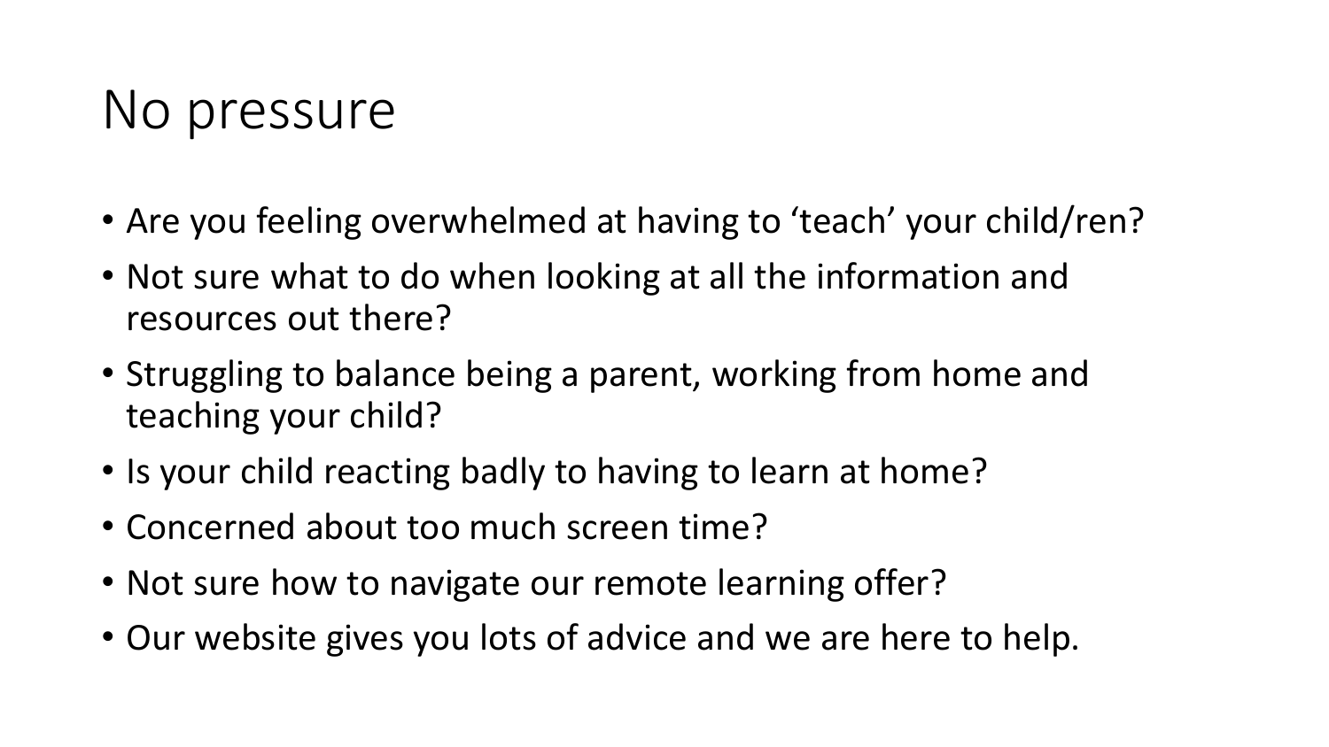# No pressure

- Are you feeling overwhelmed at having to 'teach' your child/ren?
- Not sure what to do when looking at all the information and resources out there?
- Struggling to balance being a parent, working from home and teaching your child?
- Is your child reacting badly to having to learn at home?
- Concerned about too much screen time?
- Not sure how to navigate our remote learning offer?
- Our website gives you lots of advice and we are here to help.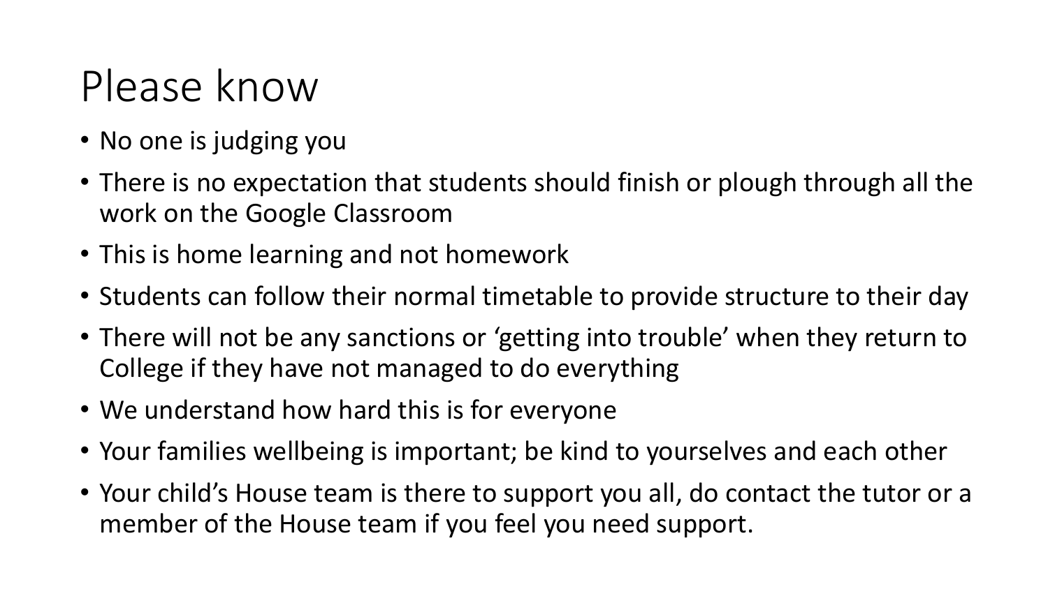# Please know

- No one is judging you
- There is no expectation that students should finish or plough through all the work on the Google Classroom
- This is home learning and not homework
- Students can follow their normal timetable to provide structure to their day
- There will not be any sanctions or 'getting into trouble' when they return to College if they have not managed to do everything
- We understand how hard this is for everyone
- Your families wellbeing is important; be kind to yourselves and each other
- Your child's House team is there to support you all, do contact the tutor or a member of the House team if you feel you need support.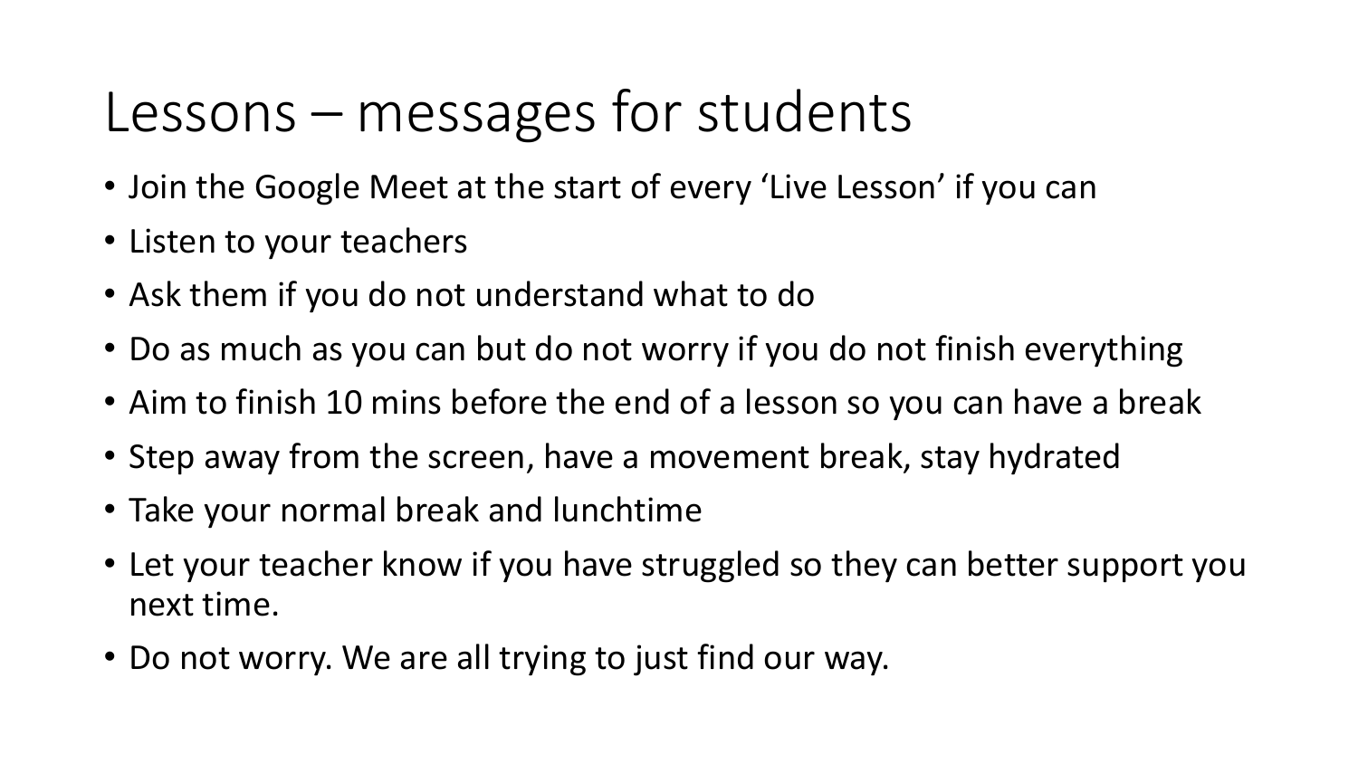# Lessons – messages for students

- Join the Google Meet at the start of every 'Live Lesson' if you can
- Listen to your teachers
- Ask them if you do not understand what to do
- Do as much as you can but do not worry if you do not finish everything
- Aim to finish 10 mins before the end of a lesson so you can have a break
- Step away from the screen, have a movement break, stay hydrated
- Take your normal break and lunchtime
- Let your teacher know if you have struggled so they can better support you next time.
- Do not worry. We are all trying to just find our way.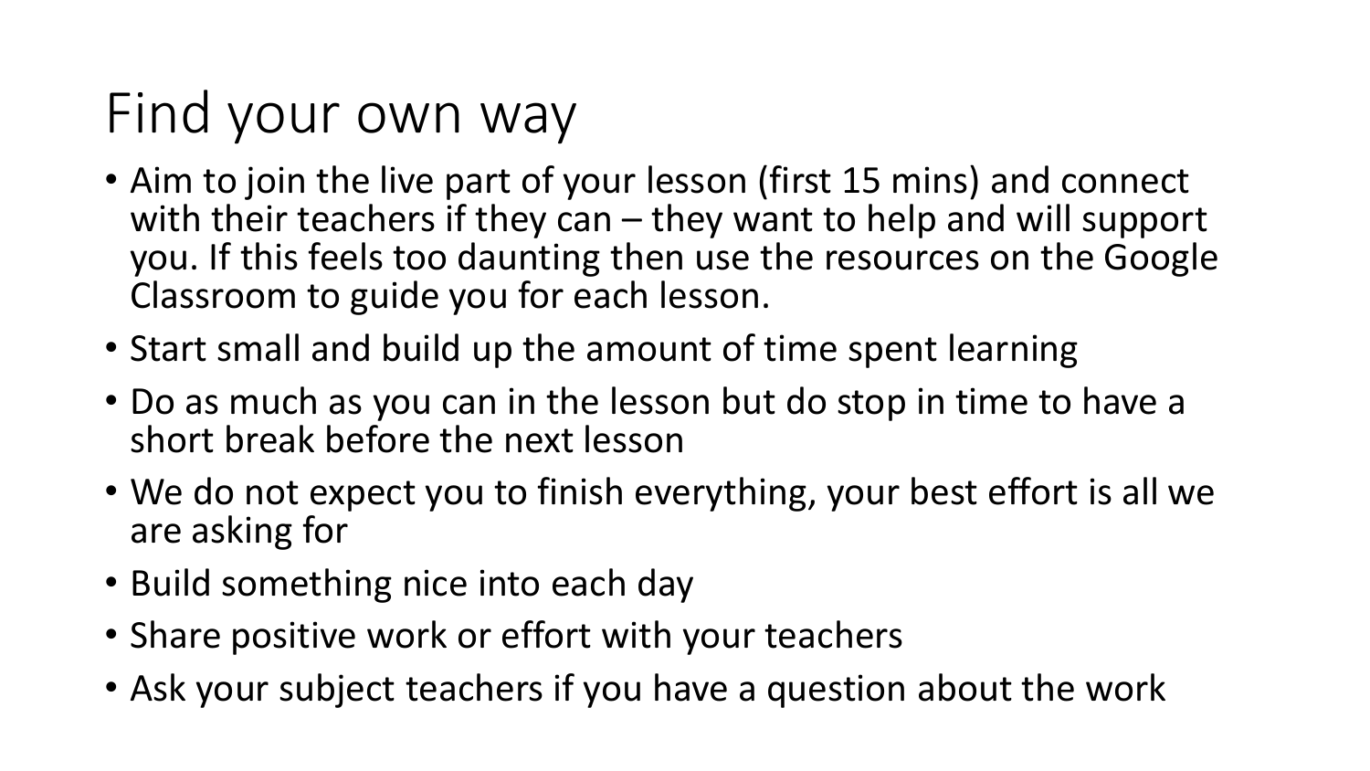# Find your own way

- Aim to join the live part of your lesson (first 15 mins) and connect with their teachers if they can – they want to help and will support you. If this feels too daunting then use the resources on the Google Classroom to guide you for each lesson.
- Start small and build up the amount of time spent learning
- Do as much as you can in the lesson but do stop in time to have a short break before the next lesson
- We do not expect you to finish everything, your best effort is all we are asking for
- Build something nice into each day
- Share positive work or effort with your teachers
- Ask your subject teachers if you have a question about the work